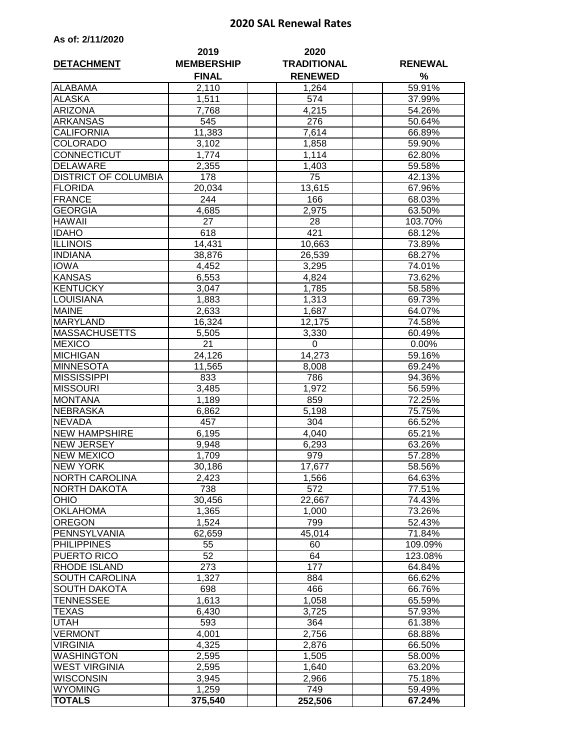# 2020 SAL Renewal Rates

**As of: 2/11/2020**

| DETACHMENT | 2019 MEMBERSHIP FINAL | 2020 TRADITIONAL RENEWED | RENEWAL % |
|---|---|---|---|
| ALABAMA | 2,110 | 1,264 | 59.91% |
| ALASKA | 1,511 | 574 | 37.99% |
| ARIZONA | 7,768 | 4,215 | 54.26% |
| ARKANSAS | 545 | 276 | 50.64% |
| CALIFORNIA | 11,383 | 7,614 | 66.89% |
| COLORADO | 3,102 | 1,858 | 59.90% |
| CONNECTICUT | 1,774 | 1,114 | 62.80% |
| DELAWARE | 2,355 | 1,403 | 59.58% |
| DISTRICT OF COLUMBIA | 178 | 75 | 42.13% |
| FLORIDA | 20,034 | 13,615 | 67.96% |
| FRANCE | 244 | 166 | 68.03% |
| GEORGIA | 4,685 | 2,975 | 63.50% |
| HAWAII | 27 | 28 | 103.70% |
| IDAHO | 618 | 421 | 68.12% |
| ILLINOIS | 14,431 | 10,663 | 73.89% |
| INDIANA | 38,876 | 26,539 | 68.27% |
| IOWA | 4,452 | 3,295 | 74.01% |
| KANSAS | 6,553 | 4,824 | 73.62% |
| KENTUCKY | 3,047 | 1,785 | 58.58% |
| LOUISIANA | 1,883 | 1,313 | 69.73% |
| MAINE | 2,633 | 1,687 | 64.07% |
| MARYLAND | 16,324 | 12,175 | 74.58% |
| MASSACHUSETTS | 5,505 | 3,330 | 60.49% |
| MEXICO | 21 | 0 | 0.00% |
| MICHIGAN | 24,126 | 14,273 | 59.16% |
| MINNESOTA | 11,565 | 8,008 | 69.24% |
| MISSISSIPPI | 833 | 786 | 94.36% |
| MISSOURI | 3,485 | 1,972 | 56.59% |
| MONTANA | 1,189 | 859 | 72.25% |
| NEBRASKA | 6,862 | 5,198 | 75.75% |
| NEVADA | 457 | 304 | 66.52% |
| NEW HAMPSHIRE | 6,195 | 4,040 | 65.21% |
| NEW JERSEY | 9,948 | 6,293 | 63.26% |
| NEW MEXICO | 1,709 | 979 | 57.28% |
| NEW YORK | 30,186 | 17,677 | 58.56% |
| NORTH CAROLINA | 2,423 | 1,566 | 64.63% |
| NORTH DAKOTA | 738 | 572 | 77.51% |
| OHIO | 30,456 | 22,667 | 74.43% |
| OKLAHOMA | 1,365 | 1,000 | 73.26% |
| OREGON | 1,524 | 799 | 52.43% |
| PENNSYLVANIA | 62,659 | 45,014 | 71.84% |
| PHILIPPINES | 55 | 60 | 109.09% |
| PUERTO RICO | 52 | 64 | 123.08% |
| RHODE ISLAND | 273 | 177 | 64.84% |
| SOUTH CAROLINA | 1,327 | 884 | 66.62% |
| SOUTH DAKOTA | 698 | 466 | 66.76% |
| TENNESSEE | 1,613 | 1,058 | 65.59% |
| TEXAS | 6,430 | 3,725 | 57.93% |
| UTAH | 593 | 364 | 61.38% |
| VERMONT | 4,001 | 2,756 | 68.88% |
| VIRGINIA | 4,325 | 2,876 | 66.50% |
| WASHINGTON | 2,595 | 1,505 | 58.00% |
| WEST VIRGINIA | 2,595 | 1,640 | 63.20% |
| WISCONSIN | 3,945 | 2,966 | 75.18% |
| WYOMING | 1,259 | 749 | 59.49% |
| **TOTALS** | **375,540** | **252,506** | **67.24%** |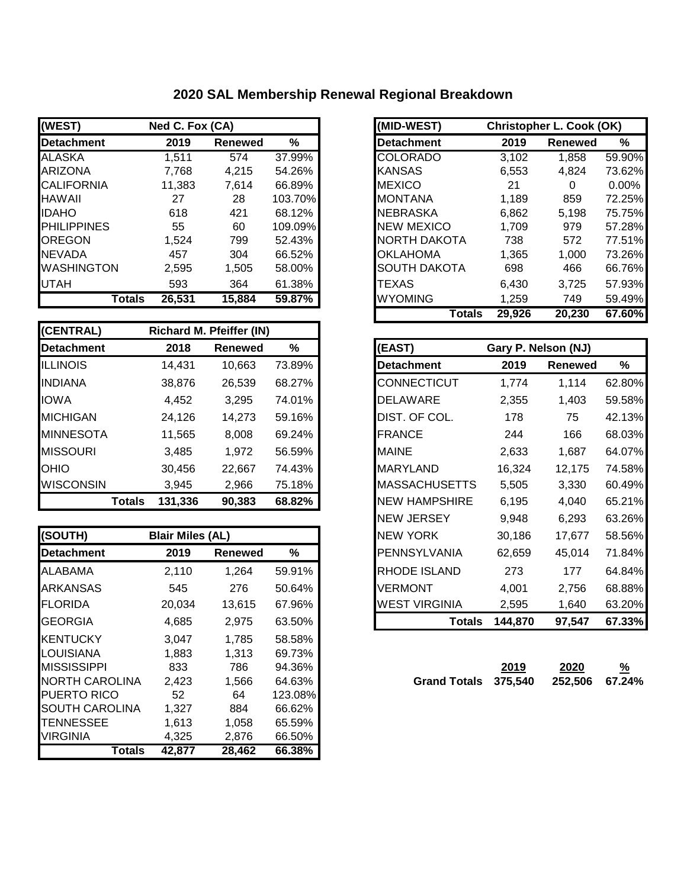# 2020 SAL Membership Renewal Regional Breakdown

| (WEST) | Ned C. Fox (CA) | | |
|---|---|---|---|
| **Detachment** | **2019** | **Renewed** | **%** |
| ALASKA | 1,511 | 574 | 37.99% |
| ARIZONA | 7,768 | 4,215 | 54.26% |
| CALIFORNIA | 11,383 | 7,614 | 66.89% |
| HAWAII | 27 | 28 | 103.70% |
| IDAHO | 618 | 421 | 68.12% |
| PHILIPPINES | 55 | 60 | 109.09% |
| OREGON | 1,524 | 799 | 52.43% |
| NEVADA | 457 | 304 | 66.52% |
| WASHINGTON | 2,595 | 1,505 | 58.00% |
| UTAH | 593 | 364 | 61.38% |
| **Totals** | **26,531** | **15,884** | **59.87%** |

| (CENTRAL) | Richard M. Pfeiffer (IN) | | |
|---|---|---|---|
| **Detachment** | **2018** | **Renewed** | **%** |
| ILLINOIS | 14,431 | 10,663 | 73.89% |
| INDIANA | 38,876 | 26,539 | 68.27% |
| IOWA | 4,452 | 3,295 | 74.01% |
| MICHIGAN | 24,126 | 14,273 | 59.16% |
| MINNESOTA | 11,565 | 8,008 | 69.24% |
| MISSOURI | 3,485 | 1,972 | 56.59% |
| OHIO | 30,456 | 22,667 | 74.43% |
| WISCONSIN | 3,945 | 2,966 | 75.18% |
| **Totals** | **131,336** | **90,383** | **68.82%** |

| (SOUTH) | Blair Miles (AL) | | |
|---|---|---|---|
| **Detachment** | **2019** | **Renewed** | **%** |
| ALABAMA | 2,110 | 1,264 | 59.91% |
| ARKANSAS | 545 | 276 | 50.64% |
| FLORIDA | 20,034 | 13,615 | 67.96% |
| GEORGIA | 4,685 | 2,975 | 63.50% |
| KENTUCKY | 3,047 | 1,785 | 58.58% |
| LOUISIANA | 1,883 | 1,313 | 69.73% |
| MISSISSIPPI | 833 | 786 | 94.36% |
| NORTH CAROLINA | 2,423 | 1,566 | 64.63% |
| PUERTO RICO | 52 | 64 | 123.08% |
| SOUTH CAROLINA | 1,327 | 884 | 66.62% |
| TENNESSEE | 1,613 | 1,058 | 65.59% |
| VIRGINIA | 4,325 | 2,876 | 66.50% |
| **Totals** | **42,877** | **28,462** | **66.38%** |

| (MID-WEST) | Christopher L. Cook (OK) | | |
|---|---|---|---|
| **Detachment** | **2019** | **Renewed** | **%** |
| COLORADO | 3,102 | 1,858 | 59.90% |
| KANSAS | 6,553 | 4,824 | 73.62% |
| MEXICO | 21 | 0 | 0.00% |
| MONTANA | 1,189 | 859 | 72.25% |
| NEBRASKA | 6,862 | 5,198 | 75.75% |
| NEW MEXICO | 1,709 | 979 | 57.28% |
| NORTH DAKOTA | 738 | 572 | 77.51% |
| OKLAHOMA | 1,365 | 1,000 | 73.26% |
| SOUTH DAKOTA | 698 | 466 | 66.76% |
| TEXAS | 6,430 | 3,725 | 57.93% |
| WYOMING | 1,259 | 749 | 59.49% |
| **Totals** | **29,926** | **20,230** | **67.60%** |

| (EAST) | Gary P. Nelson (NJ) | | |
|---|---|---|---|
| **Detachment** | **2019** | **Renewed** | **%** |
| CONNECTICUT | 1,774 | 1,114 | 62.80% |
| DELAWARE | 2,355 | 1,403 | 59.58% |
| DIST. OF COL. | 178 | 75 | 42.13% |
| FRANCE | 244 | 166 | 68.03% |
| MAINE | 2,633 | 1,687 | 64.07% |
| MARYLAND | 16,324 | 12,175 | 74.58% |
| MASSACHUSETTS | 5,505 | 3,330 | 60.49% |
| NEW HAMPSHIRE | 6,195 | 4,040 | 65.21% |
| NEW JERSEY | 9,948 | 6,293 | 63.26% |
| NEW YORK | 30,186 | 17,677 | 58.56% |
| PENNSYLVANIA | 62,659 | 45,014 | 71.84% |
| RHODE ISLAND | 273 | 177 | 64.84% |
| VERMONT | 4,001 | 2,756 | 68.88% |
| WEST VIRGINIA | 2,595 | 1,640 | 63.20% |
| **Totals** | **144,870** | **97,547** | **67.33%** |

| | **2019** | **2020** | **%** |
|---|---|---|---|
| **Grand Totals** | **375,540** | **252,506** | **67.24%** |